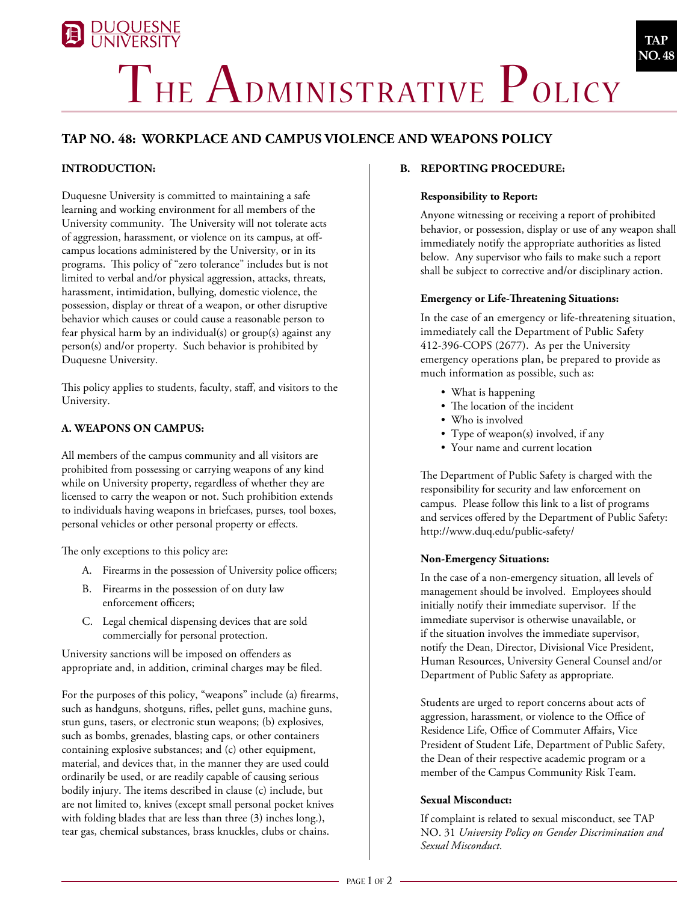DUQUESNE UNIVERSITY

# The Administrative Policy

TAP NO. 48

## TAP NO. 48: WORKPLACE AND CAMPUS VIOLENCE AND WEAPONS POLICY

### INTRODUCTION:

Duquesne University is committed to maintaining a safe learning and working environment for all members of the University community. The University will not tolerate acts of aggression, harassment, or violence on its campus, at off-campus locations administered by the University, or in its programs. This policy of "zero tolerance" includes but is not limited to verbal and/or physical aggression, attacks, threats, harassment, intimidation, bullying, domestic violence, the possession, display or threat of a weapon, or other disruptive behavior which causes or could cause a reasonable person to fear physical harm by an individual(s) or group(s) against any person(s) and/or property. Such behavior is prohibited by Duquesne University.

This policy applies to students, faculty, staff, and visitors to the University.

### A. WEAPONS ON CAMPUS:

All members of the campus community and all visitors are prohibited from possessing or carrying weapons of any kind while on University property, regardless of whether they are licensed to carry the weapon or not. Such prohibition extends to individuals having weapons in briefcases, purses, tool boxes, personal vehicles or other personal property or effects.

The only exceptions to this policy are:

A. Firearms in the possession of University police officers;
B. Firearms in the possession of on duty law enforcement officers;
C. Legal chemical dispensing devices that are sold commercially for personal protection.

University sanctions will be imposed on offenders as appropriate and, in addition, criminal charges may be filed.

For the purposes of this policy, "weapons" include (a) firearms, such as handguns, shotguns, rifles, pellet guns, machine guns, stun guns, tasers, or electronic stun weapons; (b) explosives, such as bombs, grenades, blasting caps, or other containers containing explosive substances; and (c) other equipment, material, and devices that, in the manner they are used could ordinarily be used, or are readily capable of causing serious bodily injury. The items described in clause (c) include, but are not limited to, knives (except small personal pocket knives with folding blades that are less than three (3) inches long.), tear gas, chemical substances, brass knuckles, clubs or chains.

### B. REPORTING PROCEDURE:

**Responsibility to Report:**

Anyone witnessing or receiving a report of prohibited behavior, or possession, display or use of any weapon shall immediately notify the appropriate authorities as listed below. Any supervisor who fails to make such a report shall be subject to corrective and/or disciplinary action.

**Emergency or Life-Threatening Situations:**

In the case of an emergency or life-threatening situation, immediately call the Department of Public Safety 412-396-COPS (2677). As per the University emergency operations plan, be prepared to provide as much information as possible, such as:

- What is happening
- The location of the incident
- Who is involved
- Type of weapon(s) involved, if any
- Your name and current location

The Department of Public Safety is charged with the responsibility for security and law enforcement on campus. Please follow this link to a list of programs and services offered by the Department of Public Safety: http://www.duq.edu/public-safety/

**Non-Emergency Situations:**

In the case of a non-emergency situation, all levels of management should be involved. Employees should initially notify their immediate supervisor. If the immediate supervisor is otherwise unavailable, or if the situation involves the immediate supervisor, notify the Dean, Director, Divisional Vice President, Human Resources, University General Counsel and/or Department of Public Safety as appropriate.

Students are urged to report concerns about acts of aggression, harassment, or violence to the Office of Residence Life, Office of Commuter Affairs, Vice President of Student Life, Department of Public Safety, the Dean of their respective academic program or a member of the Campus Community Risk Team.

**Sexual Misconduct:**

If complaint is related to sexual misconduct, see TAP NO. 31 *University Policy on Gender Discrimination and Sexual Misconduct*.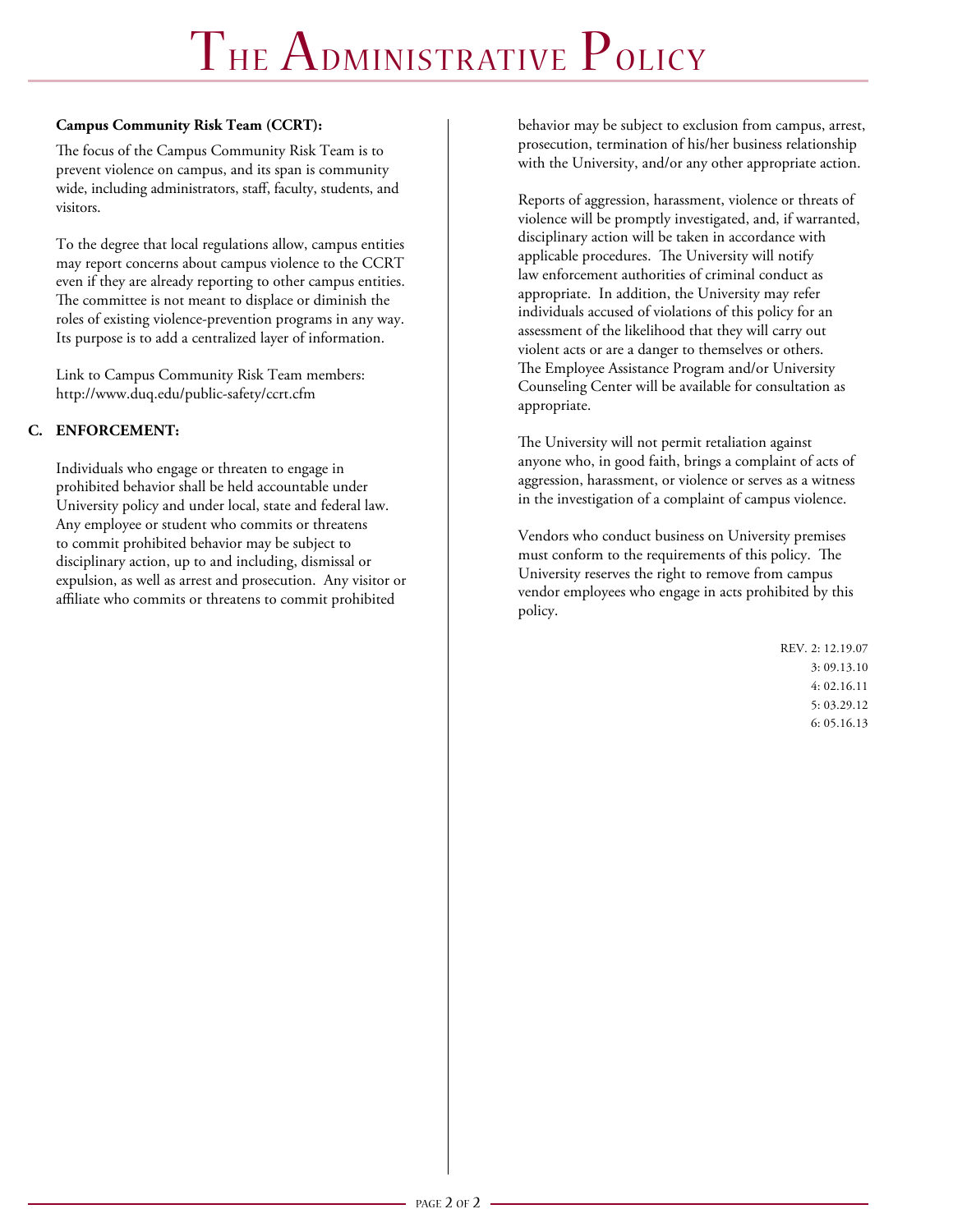**Campus Community Risk Team (CCRT):**

The focus of the Campus Community Risk Team is to prevent violence on campus, and its span is community wide, including administrators, staff, faculty, students, and visitors.

To the degree that local regulations allow, campus entities may report concerns about campus violence to the CCRT even if they are already reporting to other campus entities. The committee is not meant to displace or diminish the roles of existing violence-prevention programs in any way. Its purpose is to add a centralized layer of information.

Link to Campus Community Risk Team members: http://www.duq.edu/public-safety/ccrt.cfm

## C. ENFORCEMENT:

Individuals who engage or threaten to engage in prohibited behavior shall be held accountable under University policy and under local, state and federal law. Any employee or student who commits or threatens to commit prohibited behavior may be subject to disciplinary action, up to and including, dismissal or expulsion, as well as arrest and prosecution. Any visitor or affiliate who commits or threatens to commit prohibited behavior may be subject to exclusion from campus, arrest, prosecution, termination of his/her business relationship with the University, and/or any other appropriate action.

Reports of aggression, harassment, violence or threats of violence will be promptly investigated, and, if warranted, disciplinary action will be taken in accordance with applicable procedures. The University will notify law enforcement authorities of criminal conduct as appropriate. In addition, the University may refer individuals accused of violations of this policy for an assessment of the likelihood that they will carry out violent acts or are a danger to themselves or others. The Employee Assistance Program and/or University Counseling Center will be available for consultation as appropriate.

The University will not permit retaliation against anyone who, in good faith, brings a complaint of acts of aggression, harassment, or violence or serves as a witness in the investigation of a complaint of campus violence.

Vendors who conduct business on University premises must conform to the requirements of this policy. The University reserves the right to remove from campus vendor employees who engage in acts prohibited by this policy.

REV. 2: 12.19.07
3: 09.13.10
4: 02.16.11
5: 03.29.12
6: 05.16.13